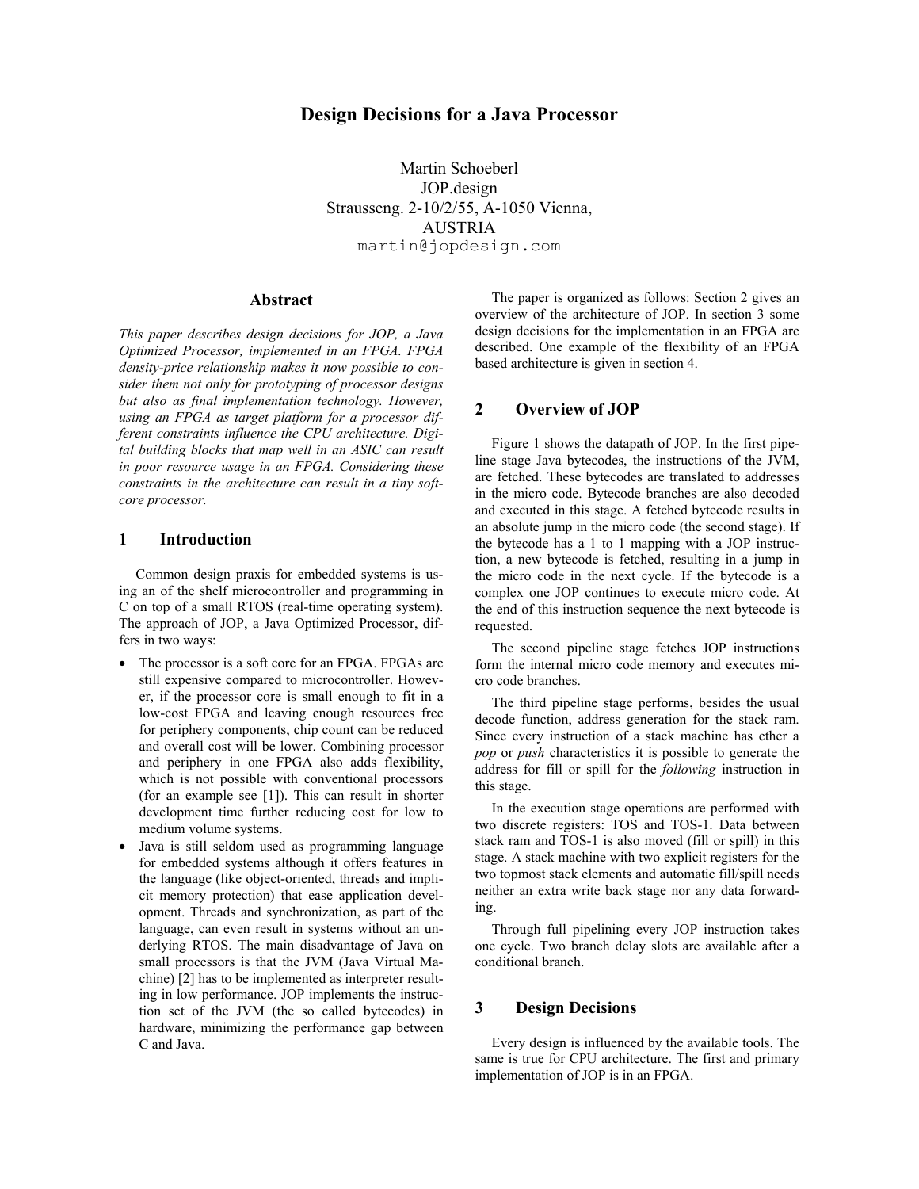# Design Decisions for a Java Processor

Martin Schoeberl
JOP.design
Strausseng. 2-10/2/55, A-1050 Vienna,
AUSTRIA
martin@jopdesign.com

## Abstract

*This paper describes design decisions for JOP, a Java Optimized Processor, implemented in an FPGA. FPGA density-price relationship makes it now possible to consider them not only for prototyping of processor designs but also as final implementation technology. However, using an FPGA as target platform for a processor different constraints influence the CPU architecture. Digital building blocks that map well in an ASIC can result in poor resource usage in an FPGA. Considering these constraints in the architecture can result in a tiny soft-core processor.*

## 1 Introduction

Common design praxis for embedded systems is using an of the shelf microcontroller and programming in C on top of a small RTOS (real-time operating system). The approach of JOP, a Java Optimized Processor, differs in two ways:

- The processor is a soft core for an FPGA. FPGAs are still expensive compared to microcontroller. However, if the processor core is small enough to fit in a low-cost FPGA and leaving enough resources free for periphery components, chip count can be reduced and overall cost will be lower. Combining processor and periphery in one FPGA also adds flexibility, which is not possible with conventional processors (for an example see [1]). This can result in shorter development time further reducing cost for low to medium volume systems.
- Java is still seldom used as programming language for embedded systems although it offers features in the language (like object-oriented, threads and implicit memory protection) that ease application development. Threads and synchronization, as part of the language, can even result in systems without an underlying RTOS. The main disadvantage of Java on small processors is that the JVM (Java Virtual Machine) [2] has to be implemented as interpreter resulting in low performance. JOP implements the instruction set of the JVM (the so called bytecodes) in hardware, minimizing the performance gap between C and Java.

The paper is organized as follows: Section 2 gives an overview of the architecture of JOP. In section 3 some design decisions for the implementation in an FPGA are described. One example of the flexibility of an FPGA based architecture is given in section 4.

## 2 Overview of JOP

Figure 1 shows the datapath of JOP. In the first pipeline stage Java bytecodes, the instructions of the JVM, are fetched. These bytecodes are translated to addresses in the micro code. Bytecode branches are also decoded and executed in this stage. A fetched bytecode results in an absolute jump in the micro code (the second stage). If the bytecode has a 1 to 1 mapping with a JOP instruction, a new bytecode is fetched, resulting in a jump in the micro code in the next cycle. If the bytecode is a complex one JOP continues to execute micro code. At the end of this instruction sequence the next bytecode is requested.

The second pipeline stage fetches JOP instructions form the internal micro code memory and executes micro code branches.

The third pipeline stage performs, besides the usual decode function, address generation for the stack ram. Since every instruction of a stack machine has ether a *pop* or *push* characteristics it is possible to generate the address for fill or spill for the *following* instruction in this stage.

In the execution stage operations are performed with two discrete registers: TOS and TOS-1. Data between stack ram and TOS-1 is also moved (fill or spill) in this stage. A stack machine with two explicit registers for the two topmost stack elements and automatic fill/spill needs neither an extra write back stage nor any data forwarding.

Through full pipelining every JOP instruction takes one cycle. Two branch delay slots are available after a conditional branch.

## 3 Design Decisions

Every design is influenced by the available tools. The same is true for CPU architecture. The first and primary implementation of JOP is in an FPGA.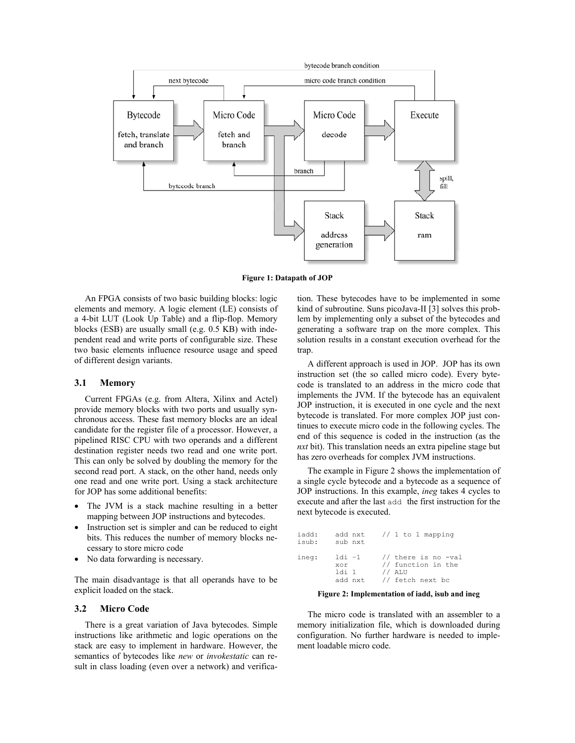Figure 1: Datapath of JOP

An FPGA consists of two basic building blocks: logic elements and memory. A logic element (LE) consists of a 4-bit LUT (Look Up Table) and a flip-flop. Memory blocks (ESB) are usually small (e.g. 0.5 KB) with independent read and write ports of configurable size. These two basic elements influence resource usage and speed of different design variants.

### 3.1 Memory

Current FPGAs (e.g. from Altera, Xilinx and Actel) provide memory blocks with two ports and usually synchronous access. These fast memory blocks are an ideal candidate for the register file of a processor. However, a pipelined RISC CPU with two operands and a different destination register needs two read and one write port. This can only be solved by doubling the memory for the second read port. A stack, on the other hand, needs only one read and one write port. Using a stack architecture for JOP has some additional benefits:

- The JVM is a stack machine resulting in a better mapping between JOP instructions and bytecodes.
- Instruction set is simpler and can be reduced to eight bits. This reduces the number of memory blocks necessary to store micro code
- No data forwarding is necessary.

The main disadvantage is that all operands have to be explicit loaded on the stack.

### 3.2 Micro Code

There is a great variation of Java bytecodes. Simple instructions like arithmetic and logic operations on the stack are easy to implement in hardware. However, the semantics of bytecodes like *new* or *invokestatic* can result in class loading (even over a network) and verification. These bytecodes have to be implemented in some kind of subroutine. Suns picoJava-II [3] solves this problem by implementing only a subset of the bytecodes and generating a software trap on the more complex. This solution results in a constant execution overhead for the trap.

A different approach is used in JOP. JOP has its own instruction set (the so called micro code). Every bytecode is translated to an address in the micro code that implements the JVM. If the bytecode has an equivalent JOP instruction, it is executed in one cycle and the next bytecode is translated. For more complex JOP just continues to execute micro code in the following cycles. The end of this sequence is coded in the instruction (as the *nxt* bit). This translation needs an extra pipeline stage but has zero overheads for complex JVM instructions.

The example in Figure 2 shows the implementation of a single cycle bytecode and a bytecode as a sequence of JOP instructions. In this example, *ineg* takes 4 cycles to execute and after the last `add` the first instruction for the next bytecode is executed.

```
iadd:   add nxt    // 1 to 1 mapping
isub:   sub nxt

ineg:   ldi -1     // there is no -val
        xor        // function in the
        ldi 1      // ALU
        add nxt    // fetch next bc
```

**Figure 2: Implementation of iadd, isub and ineg**

The micro code is translated with an assembler to a memory initialization file, which is downloaded during configuration. No further hardware is needed to implement loadable micro code.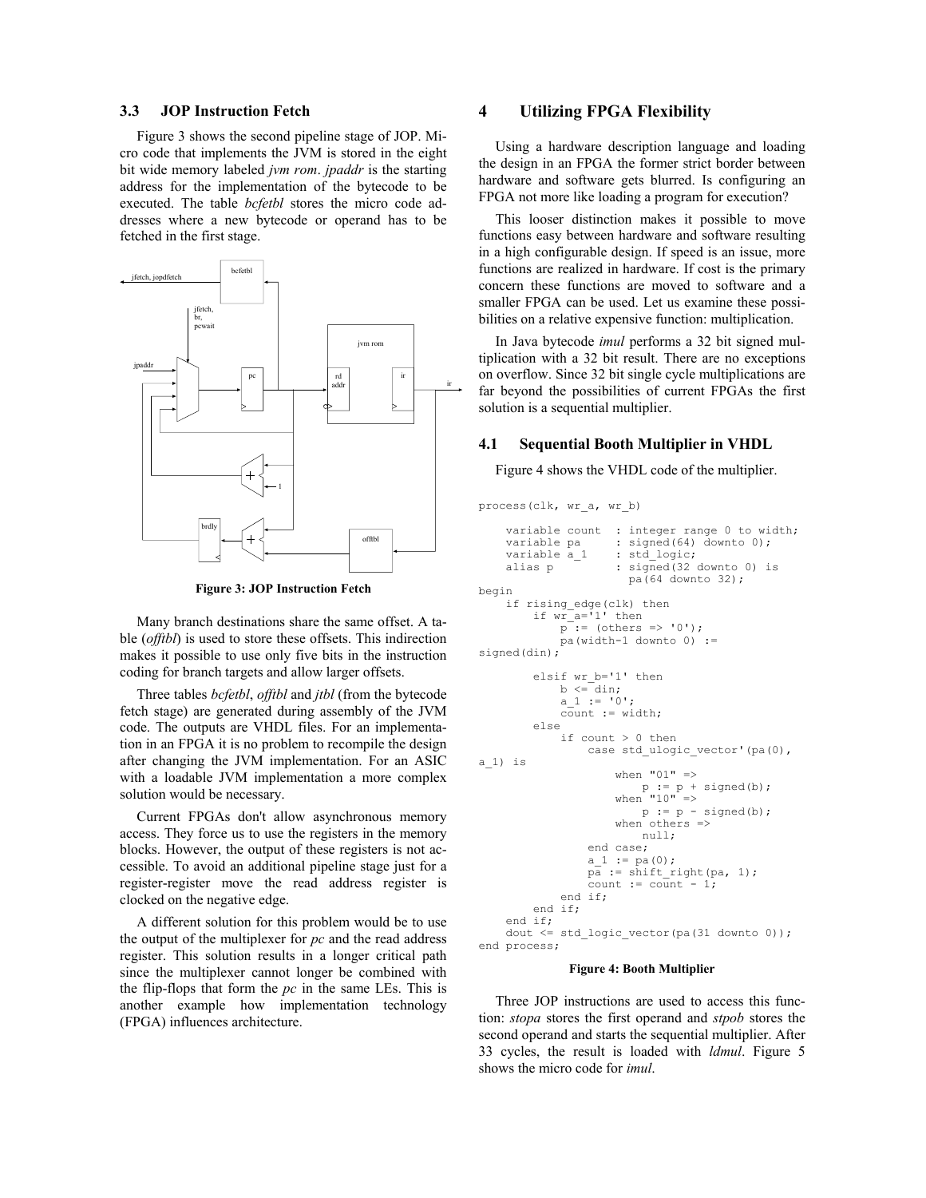### 3.3 JOP Instruction Fetch

Figure 3 shows the second pipeline stage of JOP. Micro code that implements the JVM is stored in the eight bit wide memory labeled *jvm rom*. *jpaddr* is the starting address for the implementation of the bytecode to be executed. The table *bcfetbl* stores the micro code addresses where a new bytecode or operand has to be fetched in the first stage.

**Figure 3: JOP Instruction Fetch**

Many branch destinations share the same offset. A table (*offtbl*) is used to store these offsets. This indirection makes it possible to use only five bits in the instruction coding for branch targets and allow larger offsets.

Three tables *bcfetbl*, *offtbl* and *jtbl* (from the bytecode fetch stage) are generated during assembly of the JVM code. The outputs are VHDL files. For an implementation in an FPGA it is no problem to recompile the design after changing the JVM implementation. For an ASIC with a loadable JVM implementation a more complex solution would be necessary.

Current FPGAs don't allow asynchronous memory access. They force us to use the registers in the memory blocks. However, the output of these registers is not accessible. To avoid an additional pipeline stage just for a register-register move the read address register is clocked on the negative edge.

A different solution for this problem would be to use the output of the multiplexer for *pc* and the read address register. This solution results in a longer critical path since the multiplexer cannot longer be combined with the flip-flops that form the *pc* in the same LEs. This is another example how implementation technology (FPGA) influences architecture.

## 4 Utilizing FPGA Flexibility

Using a hardware description language and loading the design in an FPGA the former strict border between hardware and software gets blurred. Is configuring an FPGA not more like loading a program for execution?

This looser distinction makes it possible to move functions easy between hardware and software resulting in a high configurable design. If speed is an issue, more functions are realized in hardware. If cost is the primary concern these functions are moved to software and a smaller FPGA can be used. Let us examine these possibilities on a relative expensive function: multiplication.

In Java bytecode *imul* performs a 32 bit signed multiplication with a 32 bit result. There are no exceptions on overflow. Since 32 bit single cycle multiplications are far beyond the possibilities of current FPGAs the first solution is a sequential multiplier.

### 4.1 Sequential Booth Multiplier in VHDL

Figure 4 shows the VHDL code of the multiplier.

```
process(clk, wr_a, wr_b)

    variable count  : integer range 0 to width;
    variable pa     : signed(64) downto 0);
    variable a_1    : std_logic;
    alias p         : signed(32 downto 0) is
                      pa(64 downto 32);
begin
    if rising_edge(clk) then
        if wr_a='1' then
            p := (others => '0');
            pa(width-1 downto 0) :=
signed(din);

        elsif wr_b='1' then
            b <= din;
            a_1 := '0';
            count := width;
        else
            if count > 0 then
                case std_ulogic_vector'(pa(0),
a_1) is
                    when "01" =>
                        p := p + signed(b);
                    when "10" =>
                        p := p - signed(b);
                    when others =>
                        null;
                end case;
                a_1 := pa(0);
                pa := shift_right(pa, 1);
                count := count - 1;
            end if;
        end if;
    end if;
    dout <= std_logic_vector(pa(31 downto 0));
end process;
```

**Figure 4: Booth Multiplier**

Three JOP instructions are used to access this function: *stopa* stores the first operand and *stpob* stores the second operand and starts the sequential multiplier. After 33 cycles, the result is loaded with *ldmul*. Figure 5 shows the micro code for *imul*.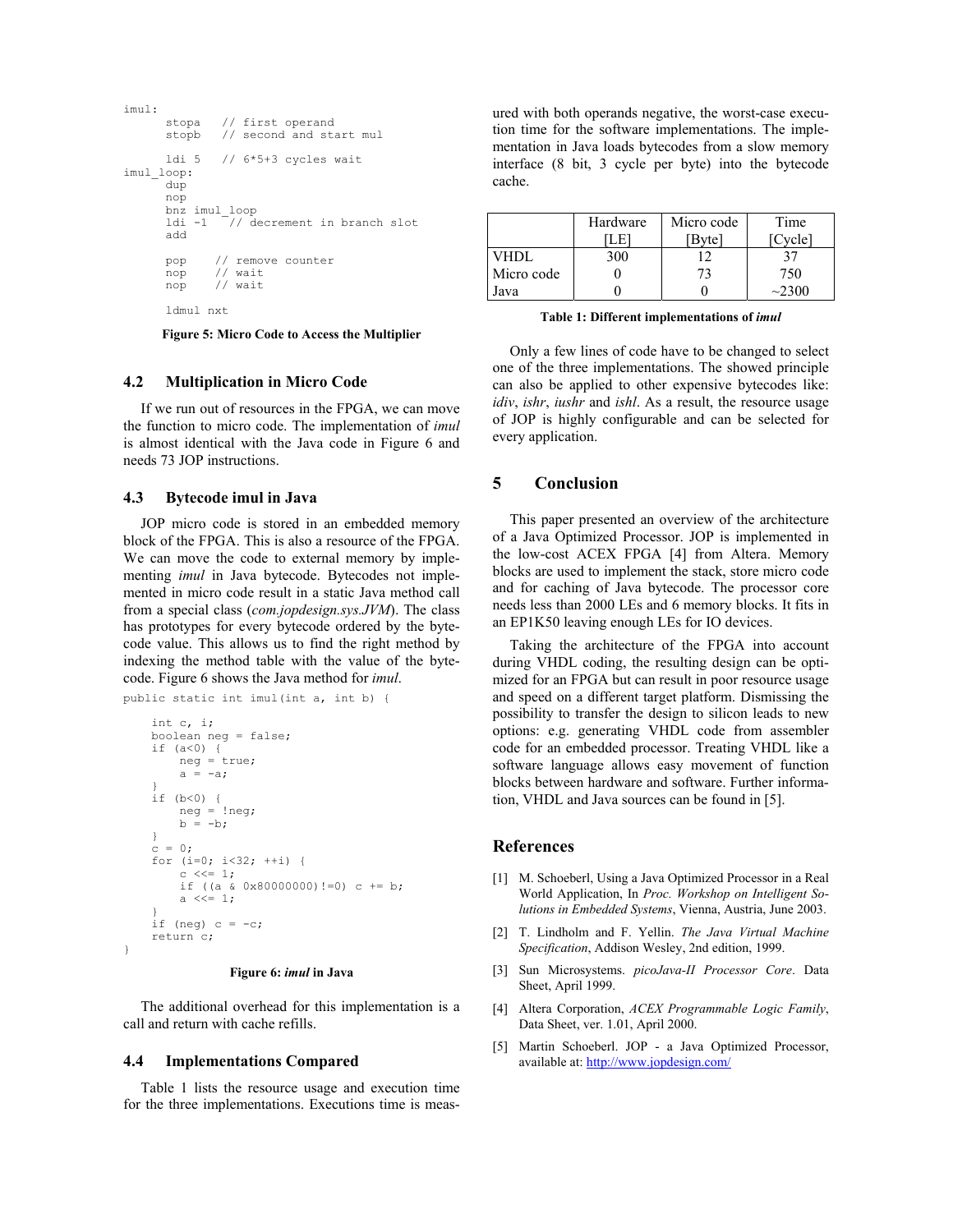```
imul:
      stopa   // first operand
      stopb   // second and start mul

      ldi 5   // 6*5+3 cycles wait
imul_loop:
      dup
      nop
      bnz imul_loop
      ldi -1   // decrement in branch slot
      add

      pop    // remove counter
      nop    // wait
      nop    // wait

      ldmul nxt
```

**Figure 5: Micro Code to Access the Multiplier**

### 4.2 Multiplication in Micro Code

If we run out of resources in the FPGA, we can move the function to micro code. The implementation of *imul* is almost identical with the Java code in Figure 6 and needs 73 JOP instructions.

### 4.3 Bytecode imul in Java

JOP micro code is stored in an embedded memory block of the FPGA. This is also a resource of the FPGA. We can move the code to external memory by implementing *imul* in Java bytecode. Bytecodes not implemented in micro code result in a static Java method call from a special class (*com.jopdesign.sys.JVM*). The class has prototypes for every bytecode ordered by the bytecode value. This allows us to find the right method by indexing the method table with the value of the bytecode. Figure 6 shows the Java method for *imul*.

```
public static int imul(int a, int b) {

    int c, i;
    boolean neg = false;
    if (a<0) {
        neg = true;
        a = -a;
    }
    if (b<0) {
        neg = !neg;
        b = -b;
    }
    c = 0;
    for (i=0; i<32; ++i) {
        c <<= 1;
        if ((a & 0x80000000)!=0) c += b;
        a <<= 1;
    }
    if (neg) c = -c;
    return c;
}
```

**Figure 6: *imul* in Java**

The additional overhead for this implementation is a call and return with cache refills.

### 4.4 Implementations Compared

Table 1 lists the resource usage and execution time for the three implementations. Executions time is measured with both operands negative, the worst-case execution time for the software implementations. The implementation in Java loads bytecodes from a slow memory interface (8 bit, 3 cycle per byte) into the bytecode cache.

| | Hardware [LE] | Micro code [Byte] | Time [Cycle] |
|---|---|---|---|
| VHDL | 300 | 12 | 37 |
| Micro code | 0 | 73 | 750 |
| Java | 0 | 0 | ~2300 |

**Table 1: Different implementations of *imul***

Only a few lines of code have to be changed to select one of the three implementations. The showed principle can also be applied to other expensive bytecodes like: *idiv*, *ishr*, *iushr* and *ishl*. As a result, the resource usage of JOP is highly configurable and can be selected for every application.

## 5 Conclusion

This paper presented an overview of the architecture of a Java Optimized Processor. JOP is implemented in the low-cost ACEX FPGA [4] from Altera. Memory blocks are used to implement the stack, store micro code and for caching of Java bytecode. The processor core needs less than 2000 LEs and 6 memory blocks. It fits in an EP1K50 leaving enough LEs for IO devices.

Taking the architecture of the FPGA into account during VHDL coding, the resulting design can be optimized for an FPGA but can result in poor resource usage and speed on a different target platform. Dismissing the possibility to transfer the design to silicon leads to new options: e.g. generating VHDL code from assembler code for an embedded processor. Treating VHDL like a software language allows easy movement of function blocks between hardware and software. Further information, VHDL and Java sources can be found in [5].

## References

[1] M. Schoeberl, Using a Java Optimized Processor in a Real World Application, In *Proc. Workshop on Intelligent Solutions in Embedded Systems*, Vienna, Austria, June 2003.

[2] T. Lindholm and F. Yellin. *The Java Virtual Machine Specification*, Addison Wesley, 2nd edition, 1999.

[3] Sun Microsystems. *picoJava-II Processor Core*. Data Sheet, April 1999.

[4] Altera Corporation, *ACEX Programmable Logic Family*, Data Sheet, ver. 1.01, April 2000.

[5] Martin Schoeberl. JOP - a Java Optimized Processor, available at: http://www.jopdesign.com/